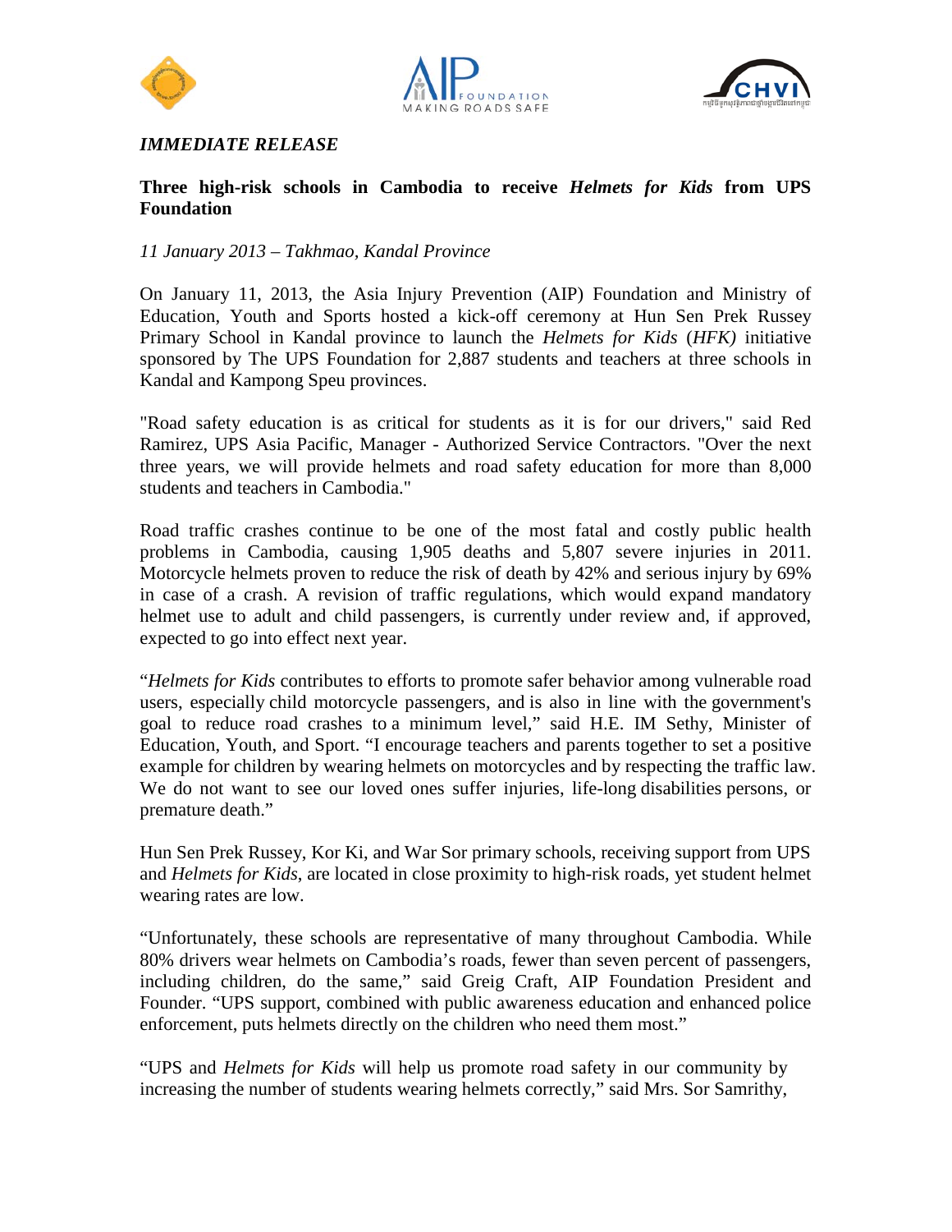*IMMEDIATE RELEASE*

**Three high-risk schools in Cambodia to receive *Helmets for Kids* from UPS Foundation**

*11 January 2013 – Takhmao, Kandal Province*

On January 11, 2013, the Asia Injury Prevention (AIP) Foundation and Ministry of Education, Youth and Sports hosted a kick-off ceremony at Hun Sen Prek Russey Primary School in Kandal province to launch the *Helmets for Kids* (*HFK)* initiative sponsored by The UPS Foundation for 2,887 students and teachers at three schools in Kandal and Kampong Speu provinces.

"Road safety education is as critical for students as it is for our drivers," said Red Ramirez, UPS Asia Pacific, Manager - Authorized Service Contractors. "Over the next three years, we will provide helmets and road safety education for more than 8,000 students and teachers in Cambodia."

Road traffic crashes continue to be one of the most fatal and costly public health problems in Cambodia, causing 1,905 deaths and 5,807 severe injuries in 2011. Motorcycle helmets proven to reduce the risk of death by 42% and serious injury by 69% in case of a crash. A revision of traffic regulations, which would expand mandatory helmet use to adult and child passengers, is currently under review and, if approved, expected to go into effect next year.

"*Helmets for Kids* contributes to efforts to promote safer behavior among vulnerable road users, especially child motorcycle passengers, and is also in line with the government's goal to reduce road crashes to a minimum level," said H.E. IM Sethy, Minister of Education, Youth, and Sport. "I encourage teachers and parents together to set a positive example for children by wearing helmets on motorcycles and by respecting the traffic law. We do not want to see our loved ones suffer injuries, life-long disabilities persons, or premature death."

Hun Sen Prek Russey, Kor Ki, and War Sor primary schools, receiving support from UPS and *Helmets for Kids*, are located in close proximity to high-risk roads, yet student helmet wearing rates are low.

"Unfortunately, these schools are representative of many throughout Cambodia. While 80% drivers wear helmets on Cambodia's roads, fewer than seven percent of passengers, including children, do the same," said Greig Craft, AIP Foundation President and Founder. "UPS support, combined with public awareness education and enhanced police enforcement, puts helmets directly on the children who need them most."

"UPS and *Helmets for Kids* will help us promote road safety in our community by increasing the number of students wearing helmets correctly," said Mrs. Sor Samrithy,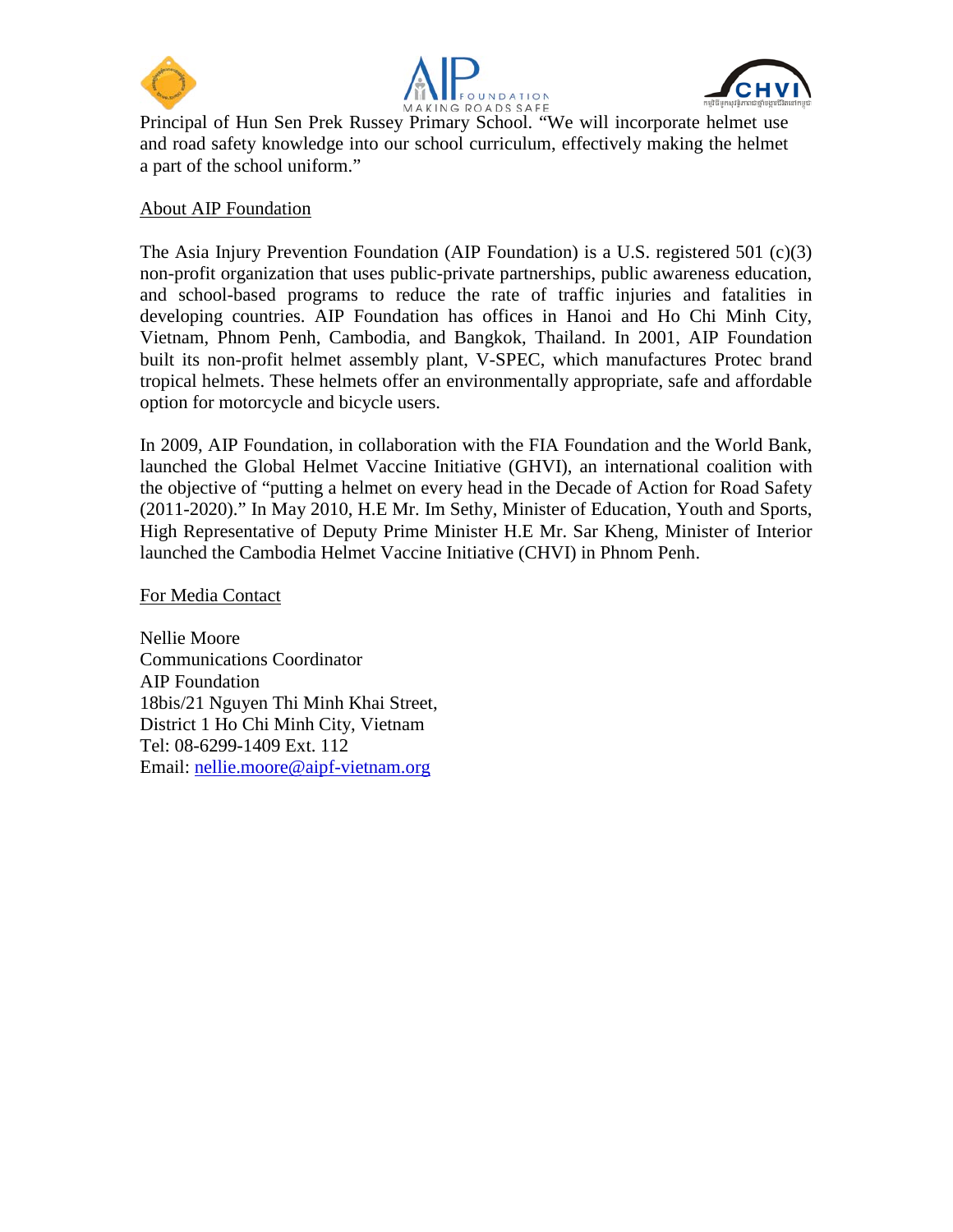Principal of Hun Sen Prek Russey Primary School. "We will incorporate helmet use and road safety knowledge into our school curriculum, effectively making the helmet a part of the school uniform."

## About AIP Foundation

The Asia Injury Prevention Foundation (AIP Foundation) is a U.S. registered 501 (c)(3) non-profit organization that uses public-private partnerships, public awareness education, and school-based programs to reduce the rate of traffic injuries and fatalities in developing countries. AIP Foundation has offices in Hanoi and Ho Chi Minh City, Vietnam, Phnom Penh, Cambodia, and Bangkok, Thailand. In 2001, AIP Foundation built its non-profit helmet assembly plant, V-SPEC, which manufactures Protec brand tropical helmets. These helmets offer an environmentally appropriate, safe and affordable option for motorcycle and bicycle users.

In 2009, AIP Foundation, in collaboration with the FIA Foundation and the World Bank, launched the Global Helmet Vaccine Initiative (GHVI), an international coalition with the objective of "putting a helmet on every head in the Decade of Action for Road Safety (2011-2020)." In May 2010, H.E Mr. Im Sethy, Minister of Education, Youth and Sports, High Representative of Deputy Prime Minister H.E Mr. Sar Kheng, Minister of Interior launched the Cambodia Helmet Vaccine Initiative (CHVI) in Phnom Penh.

## For Media Contact

Nellie Moore
Communications Coordinator
AIP Foundation
18bis/21 Nguyen Thi Minh Khai Street,
District 1 Ho Chi Minh City, Vietnam
Tel: 08-6299-1409 Ext. 112
Email: nellie.moore@aipf-vietnam.org